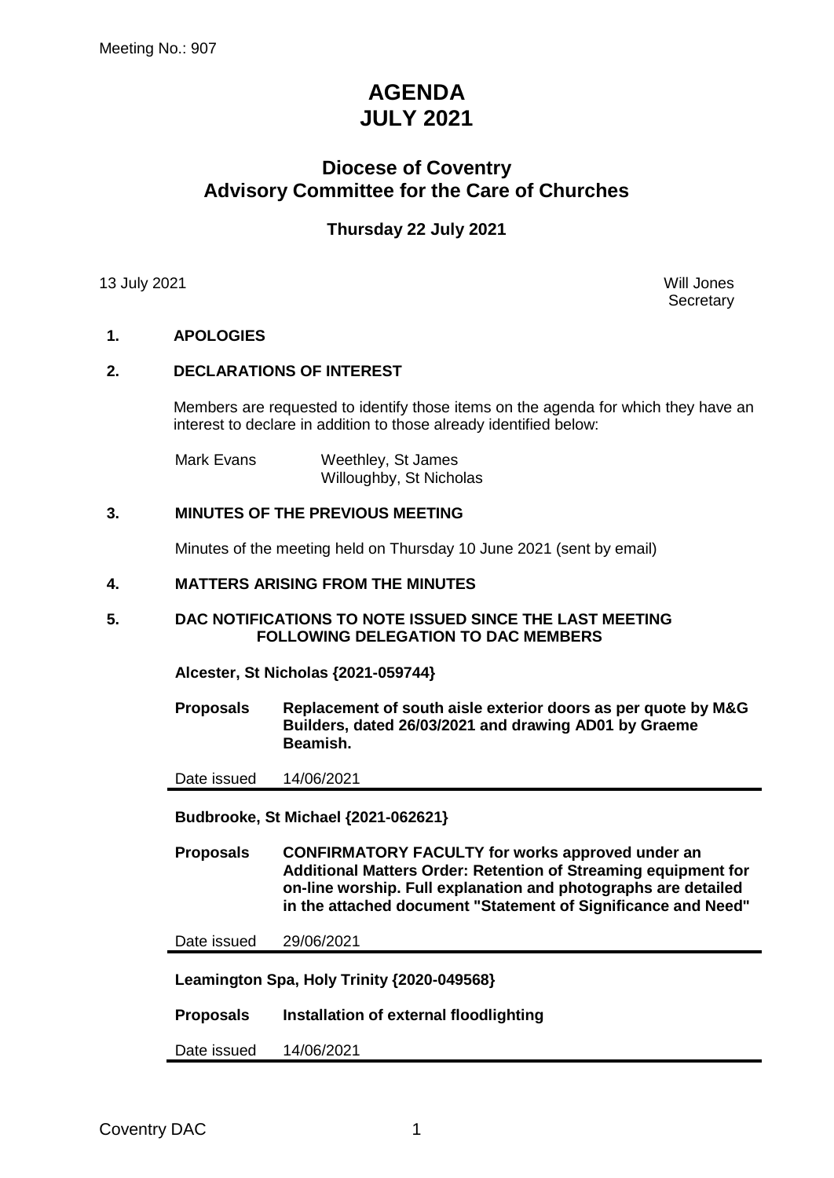Meeting No.: 907

# AGENDA
# JULY 2021

## Diocese of Coventry
## Advisory Committee for the Care of Churches

### Thursday 22 July 2021

13 July 2021

Will Jones
Secretary

**1. APOLOGIES**

**2. DECLARATIONS OF INTEREST**

Members are requested to identify those items on the agenda for which they have an interest to declare in addition to those already identified below:

| | |
|---|---|
| Mark Evans | Weethley, St James<br>Willoughby, St Nicholas |

**3. MINUTES OF THE PREVIOUS MEETING**

Minutes of the meeting held on Thursday 10 June 2021 (sent by email)

**4. MATTERS ARISING FROM THE MINUTES**

**5. DAC NOTIFICATIONS TO NOTE ISSUED SINCE THE LAST MEETING FOLLOWING DELEGATION TO DAC MEMBERS**

**Alcester, St Nicholas {2021-059744}**

**Proposals** **Replacement of south aisle exterior doors as per quote by M&G Builders, dated 26/03/2021 and drawing AD01 by Graeme Beamish.**

Date issued 14/06/2021

---

**Budbrooke, St Michael {2021-062621}**

**Proposals** **CONFIRMATORY FACULTY for works approved under an Additional Matters Order: Retention of Streaming equipment for on-line worship. Full explanation and photographs are detailed in the attached document "Statement of Significance and Need"**

Date issued 29/06/2021

---

**Leamington Spa, Holy Trinity {2020-049568}**

**Proposals** **Installation of external floodlighting**

Date issued 14/06/2021

---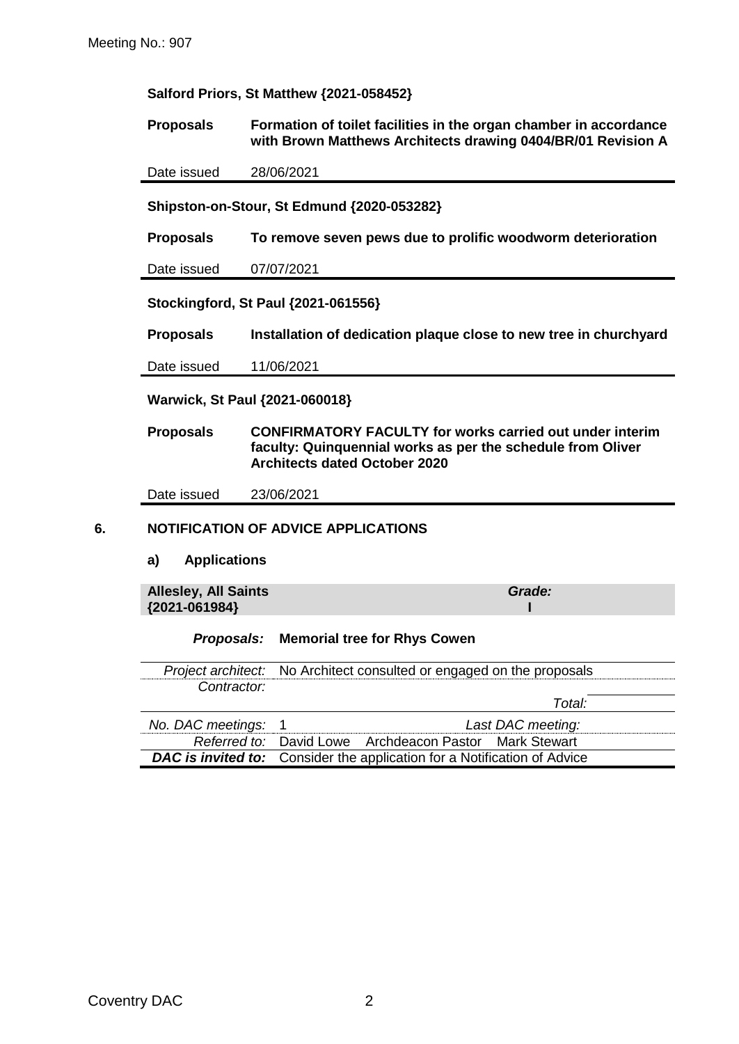**Salford Priors, St Matthew {2021-058452}**

| | |
|---|---|
| **Proposals** | **Formation of toilet facilities in the organ chamber in accordance with Brown Matthews Architects drawing 0404/BR/01 Revision A** |
| Date issued | 28/06/2021 |

**Shipston-on-Stour, St Edmund {2020-053282}**

| | |
|---|---|
| **Proposals** | **To remove seven pews due to prolific woodworm deterioration** |
| Date issued | 07/07/2021 |

**Stockingford, St Paul {2021-061556}**

| | |
|---|---|
| **Proposals** | **Installation of dedication plaque close to new tree in churchyard** |
| Date issued | 11/06/2021 |

**Warwick, St Paul {2021-060018}**

| | |
|---|---|
| **Proposals** | **CONFIRMATORY FACULTY for works carried out under interim faculty: Quinquennial works as per the schedule from Oliver Architects dated October 2020** |
| Date issued | 23/06/2021 |

## 6. NOTIFICATION OF ADVICE APPLICATIONS

### a) Applications

| **Allesley, All Saints {2021-061984}** | | | ***Grade:*** **I** |
|---|---|---|---|
| ***Proposals:*** | **Memorial tree for Rhys Cowen** | | |
| *Project architect:* | No Architect consulted or engaged on the proposals | | |
| *Contractor:* | | | |
| | | *Total:* | |
| *No. DAC meetings:* | 1 | *Last DAC meeting:* | |
| *Referred to:* | David Lowe | Archdeacon Pastor | Mark Stewart |
| ***DAC is invited to:*** | Consider the application for a Notification of Advice | | |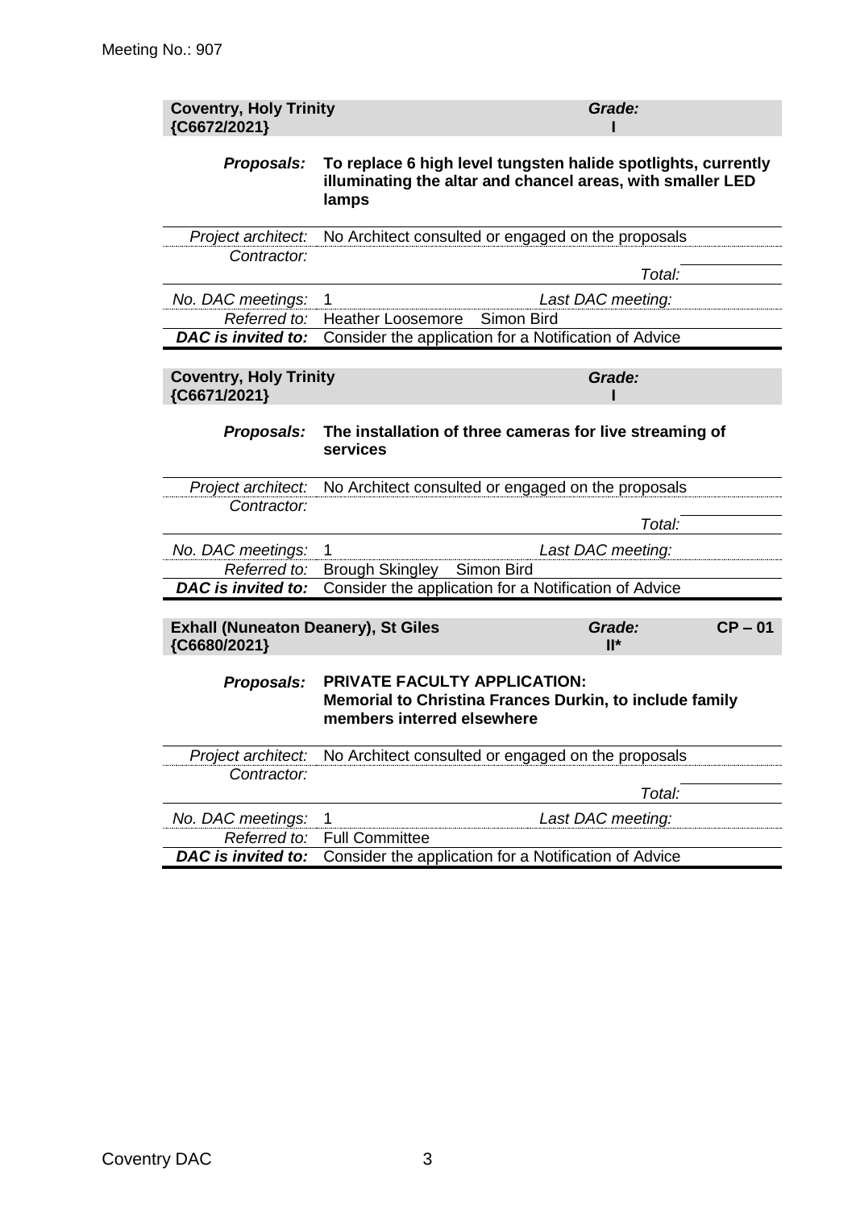Meeting No.: 907

| **Coventry, Holy Trinity {C6672/2021}** | | ***Grade:*** **I** |
|---|---|---|
| ***Proposals:*** | **To replace 6 high level tungsten halide spotlights, currently illuminating the altar and chancel areas, with smaller LED lamps** | |
| *Project architect:* | No Architect consulted or engaged on the proposals | |
| *Contractor:* | | |
| | *Total:* | |
| *No. DAC meetings:* | 1 | *Last DAC meeting:* |
| *Referred to:* | Heather Loosemore Simon Bird | |
| ***DAC is invited to:*** | Consider the application for a Notification of Advice | |

| **Coventry, Holy Trinity {C6671/2021}** | | ***Grade:*** **I** |
|---|---|---|
| ***Proposals:*** | **The installation of three cameras for live streaming of services** | |
| *Project architect:* | No Architect consulted or engaged on the proposals | |
| *Contractor:* | | |
| | *Total:* | |
| *No. DAC meetings:* | 1 | *Last DAC meeting:* |
| *Referred to:* | Brough Skingley Simon Bird | |
| ***DAC is invited to:*** | Consider the application for a Notification of Advice | |

| **Exhall (Nuneaton Deanery), St Giles {C6680/2021}** | | ***Grade:*** **II*** | **CP – 01** |
|---|---|---|---|
| ***Proposals:*** | **PRIVATE FACULTY APPLICATION: Memorial to Christina Frances Durkin, to include family members interred elsewhere** | | |
| *Project architect:* | No Architect consulted or engaged on the proposals | | |
| *Contractor:* | | | |
| | *Total:* | | |
| *No. DAC meetings:* | 1 | *Last DAC meeting:* | |
| *Referred to:* | Full Committee | | |
| ***DAC is invited to:*** | Consider the application for a Notification of Advice | | |

Coventry DAC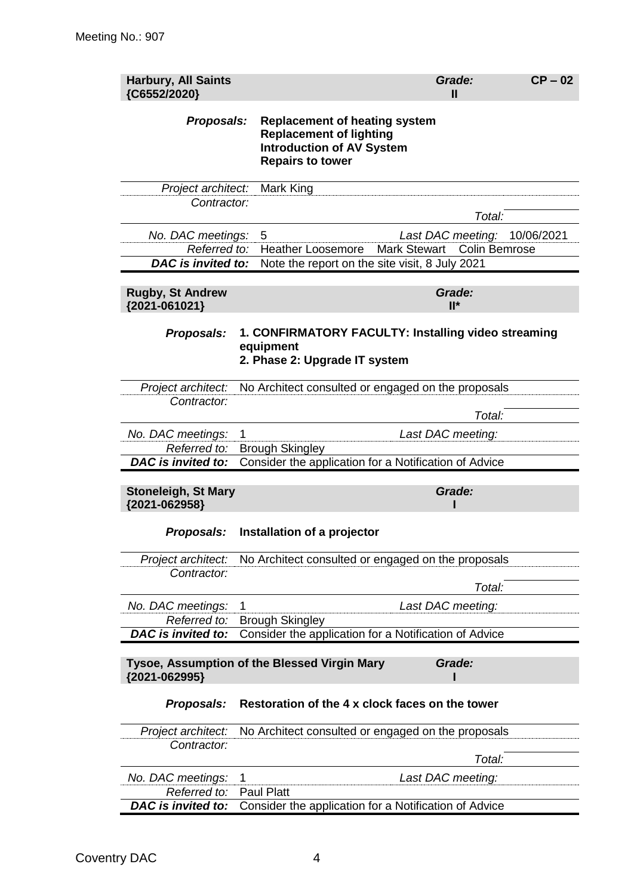Meeting No.: 907

| **Harbury, All Saints** {C6552/2020} | | *Grade:* **II** | **CP – 02** |
|---|---|---|---|
| ***Proposals:*** | **Replacement of heating system**<br>**Replacement of lighting**<br>**Introduction of AV System**<br>**Repairs to tower** | | |
| *Project architect:* | Mark King | | |
| *Contractor:* | | *Total:* | |
| *No. DAC meetings:* | 5 | *Last DAC meeting:* | 10/06/2021 |
| *Referred to:* | Heather Loosemore Mark Stewart Colin Bemrose | | |
| ***DAC is invited to:*** | Note the report on the site visit, 8 July 2021 | | |

| **Rugby, St Andrew** {2021-061021} | | *Grade:* **II*** | |
|---|---|---|---|
| ***Proposals:*** | **1. CONFIRMATORY FACULTY: Installing video streaming equipment**<br>**2. Phase 2: Upgrade IT system** | | |
| *Project architect:* | No Architect consulted or engaged on the proposals | | |
| *Contractor:* | | *Total:* | |
| *No. DAC meetings:* | 1 | *Last DAC meeting:* | |
| *Referred to:* | Brough Skingley | | |
| ***DAC is invited to:*** | Consider the application for a Notification of Advice | | |

| **Stoneleigh, St Mary** {2021-062958} | | *Grade:* **I** | |
|---|---|---|---|
| ***Proposals:*** | **Installation of a projector** | | |
| *Project architect:* | No Architect consulted or engaged on the proposals | | |
| *Contractor:* | | *Total:* | |
| *No. DAC meetings:* | 1 | *Last DAC meeting:* | |
| *Referred to:* | Brough Skingley | | |
| ***DAC is invited to:*** | Consider the application for a Notification of Advice | | |

| **Tysoe, Assumption of the Blessed Virgin Mary** {2021-062995} | | *Grade:* **I** | |
|---|---|---|---|
| ***Proposals:*** | **Restoration of the 4 x clock faces on the tower** | | |
| *Project architect:* | No Architect consulted or engaged on the proposals | | |
| *Contractor:* | | *Total:* | |
| *No. DAC meetings:* | 1 | *Last DAC meeting:* | |
| *Referred to:* | Paul Platt | | |
| ***DAC is invited to:*** | Consider the application for a Notification of Advice | | |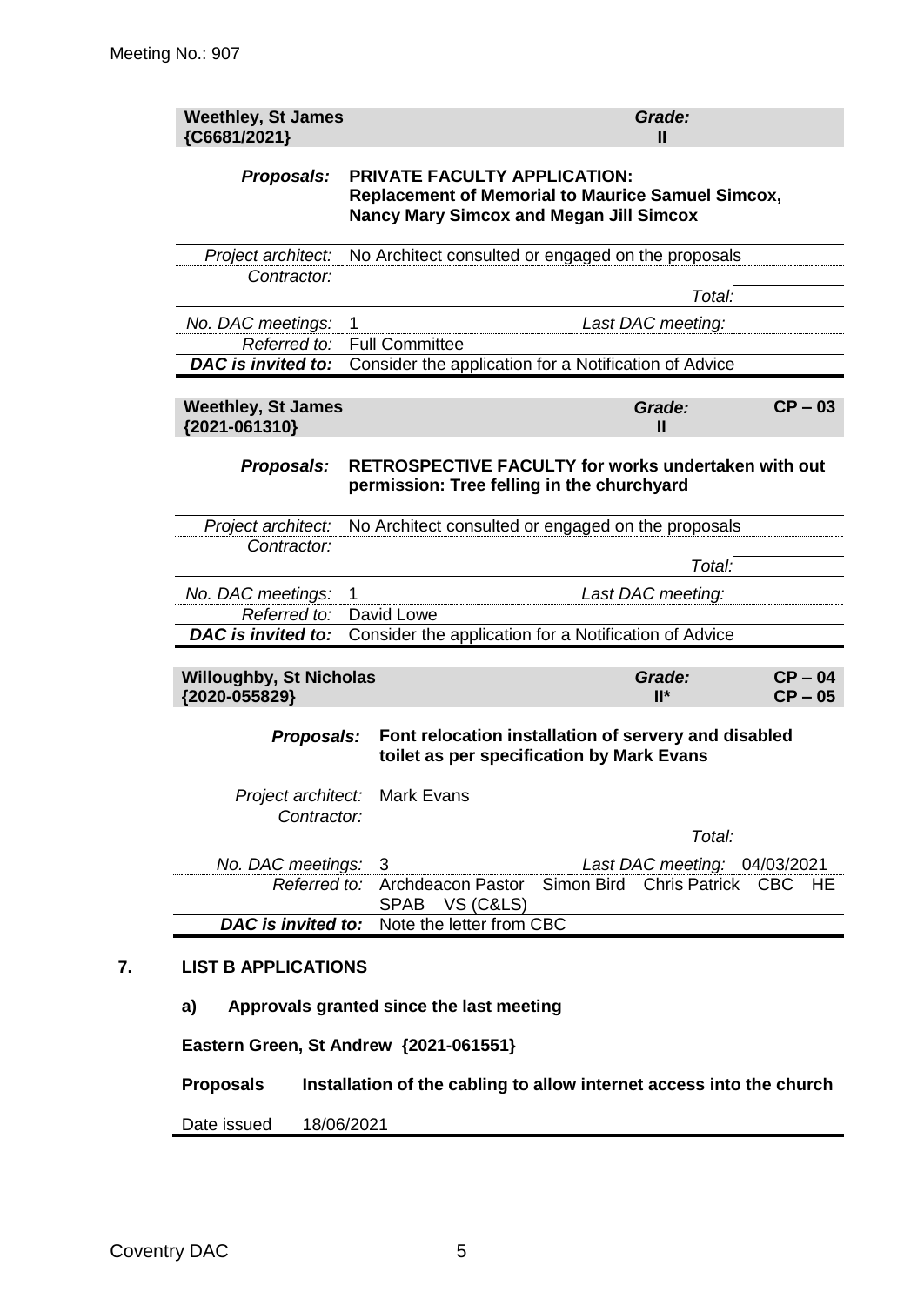Meeting No.: 907

| **Weethley, St James {C6681/2021}** | ***Grade:* II** | |
|---|---|---|
| ***Proposals:*** | **PRIVATE FACULTY APPLICATION: Replacement of Memorial to Maurice Samuel Simcox, Nancy Mary Simcox and Megan Jill Simcox** | |
| *Project architect:* | No Architect consulted or engaged on the proposals | |
| *Contractor:* | | |
| | *Total:* | |
| *No. DAC meetings:* | 1 | *Last DAC meeting:* |
| *Referred to:* | Full Committee | |
| ***DAC is invited to:*** | Consider the application for a Notification of Advice | |

| **Weethley, St James {2021-061310}** | ***Grade:* II** | **CP – 03** |
|---|---|---|
| ***Proposals:*** | **RETROSPECTIVE FACULTY for works undertaken with out permission: Tree felling in the churchyard** | |
| *Project architect:* | No Architect consulted or engaged on the proposals | |
| *Contractor:* | | |
| | *Total:* | |
| *No. DAC meetings:* | 1 | *Last DAC meeting:* |
| *Referred to:* | David Lowe | |
| ***DAC is invited to:*** | Consider the application for a Notification of Advice | |

| **Willoughby, St Nicholas {2020-055829}** | ***Grade:* II*** | **CP – 04 CP – 05** |
|---|---|---|
| ***Proposals:*** | **Font relocation installation of servery and disabled toilet as per specification by Mark Evans** | |
| *Project architect:* | Mark Evans | |
| *Contractor:* | | |
| | *Total:* | |
| *No. DAC meetings:* | 3 | *Last DAC meeting:* 04/03/2021 |
| *Referred to:* | Archdeacon Pastor Simon Bird Chris Patrick CBC HE SPAB VS (C&LS) | |
| ***DAC is invited to:*** | Note the letter from CBC | |

## 7. LIST B APPLICATIONS

### a) Approvals granted since the last meeting

**Eastern Green, St Andrew {2021-061551}**

| **Proposals** | **Installation of the cabling to allow internet access into the church** |
|---|---|
| Date issued | 18/06/2021 |

Coventry DAC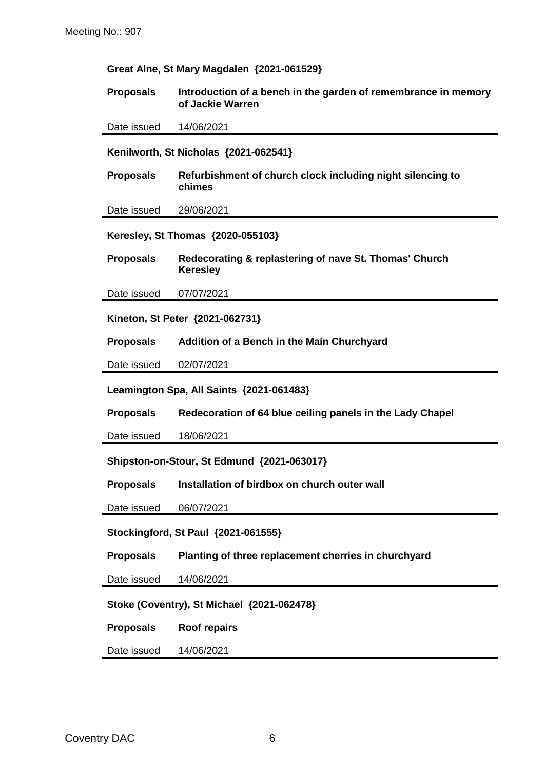**Great Alne, St Mary Magdalen {2021-061529}**

| | |
|---|---|
| **Proposals** | **Introduction of a bench in the garden of remembrance in memory of Jackie Warren** |
| Date issued | 14/06/2021 |

**Kenilworth, St Nicholas {2021-062541}**

| | |
|---|---|
| **Proposals** | **Refurbishment of church clock including night silencing to chimes** |
| Date issued | 29/06/2021 |

**Keresley, St Thomas {2020-055103}**

| | |
|---|---|
| **Proposals** | **Redecorating & replastering of nave St. Thomas' Church Keresley** |
| Date issued | 07/07/2021 |

**Kineton, St Peter {2021-062731}**

| | |
|---|---|
| **Proposals** | **Addition of a Bench in the Main Churchyard** |
| Date issued | 02/07/2021 |

**Leamington Spa, All Saints {2021-061483}**

| | |
|---|---|
| **Proposals** | **Redecoration of 64 blue ceiling panels in the Lady Chapel** |
| Date issued | 18/06/2021 |

**Shipston-on-Stour, St Edmund {2021-063017}**

| | |
|---|---|
| **Proposals** | **Installation of birdbox on church outer wall** |
| Date issued | 06/07/2021 |

**Stockingford, St Paul {2021-061555}**

| | |
|---|---|
| **Proposals** | **Planting of three replacement cherries in churchyard** |
| Date issued | 14/06/2021 |

**Stoke (Coventry), St Michael {2021-062478}**

| | |
|---|---|
| **Proposals** | **Roof repairs** |
| Date issued | 14/06/2021 |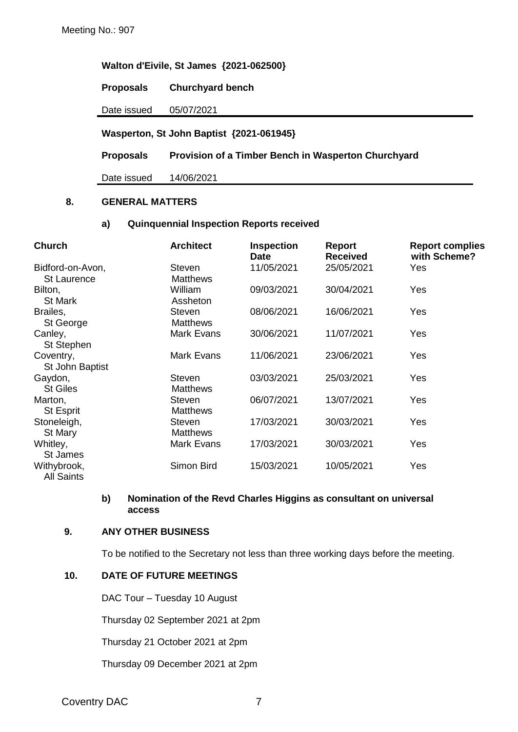**Walton d'Eivile, St James {2021-062500}**

**Proposals** **Churchyard bench**

Date issued 05/07/2021

**Wasperton, St John Baptist {2021-061945}**

**Proposals** **Provision of a Timber Bench in Wasperton Churchyard**

Date issued 14/06/2021

## 8. GENERAL MATTERS

### a) Quinquennial Inspection Reports received

| Church | Architect | Inspection Date | Report Received | Report complies with Scheme? |
|---|---|---|---|---|
| Bidford-on-Avon, St Laurence | Steven Matthews | 11/05/2021 | 25/05/2021 | Yes |
| Bilton, St Mark | William Assheton | 09/03/2021 | 30/04/2021 | Yes |
| Brailes, St George | Steven Matthews | 08/06/2021 | 16/06/2021 | Yes |
| Canley, St Stephen | Mark Evans | 30/06/2021 | 11/07/2021 | Yes |
| Coventry, St John Baptist | Mark Evans | 11/06/2021 | 23/06/2021 | Yes |
| Gaydon, St Giles | Steven Matthews | 03/03/2021 | 25/03/2021 | Yes |
| Marton, St Esprit | Steven Matthews | 06/07/2021 | 13/07/2021 | Yes |
| Stoneleigh, St Mary | Steven Matthews | 17/03/2021 | 30/03/2021 | Yes |
| Whitley, St James | Mark Evans | 17/03/2021 | 30/03/2021 | Yes |
| Withybrook, All Saints | Simon Bird | 15/03/2021 | 10/05/2021 | Yes |

### b) Nomination of the Revd Charles Higgins as consultant on universal access

## 9. ANY OTHER BUSINESS

To be notified to the Secretary not less than three working days before the meeting.

## 10. DATE OF FUTURE MEETINGS

DAC Tour – Tuesday 10 August

Thursday 02 September 2021 at 2pm

Thursday 21 October 2021 at 2pm

Thursday 09 December 2021 at 2pm